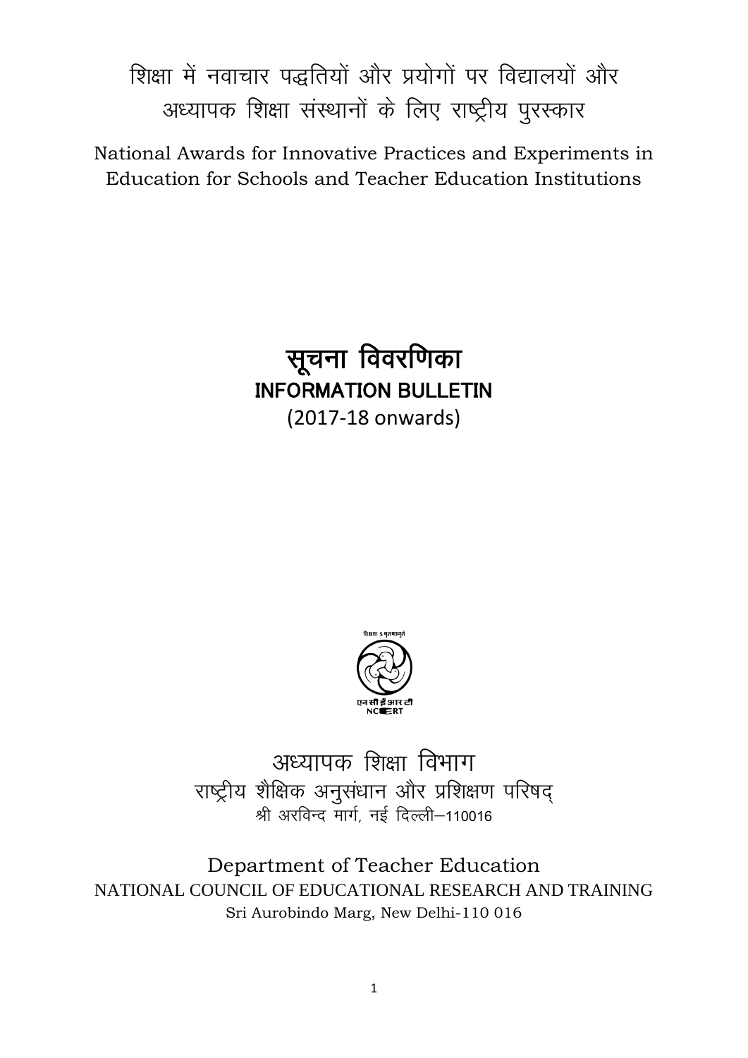# शिक्षा में नवाचार पद्धतियों और प्रयोगों पर विद्यालयों और अध्यापक शिक्षा संस्थानों के लिए राष्ट्रीय पुरस्कार

National Awards for Innovative Practices and Experiments in Education for Schools and Teacher Education Institutions

# सूचना विवरणिका

## INFORMATION BULLETIN

(2017-18 onwards)

अध्यापक शिक्षा विभाग

राष्ट्रीय शैक्षिक अनुसंधान और प्रशिक्षण परिषद्

श्री अरविन्द मार्ग, नई दिल्ली–110016

Department of Teacher Education

NATIONAL COUNCIL OF EDUCATIONAL RESEARCH AND TRAINING

Sri Aurobindo Marg, New Delhi-110 016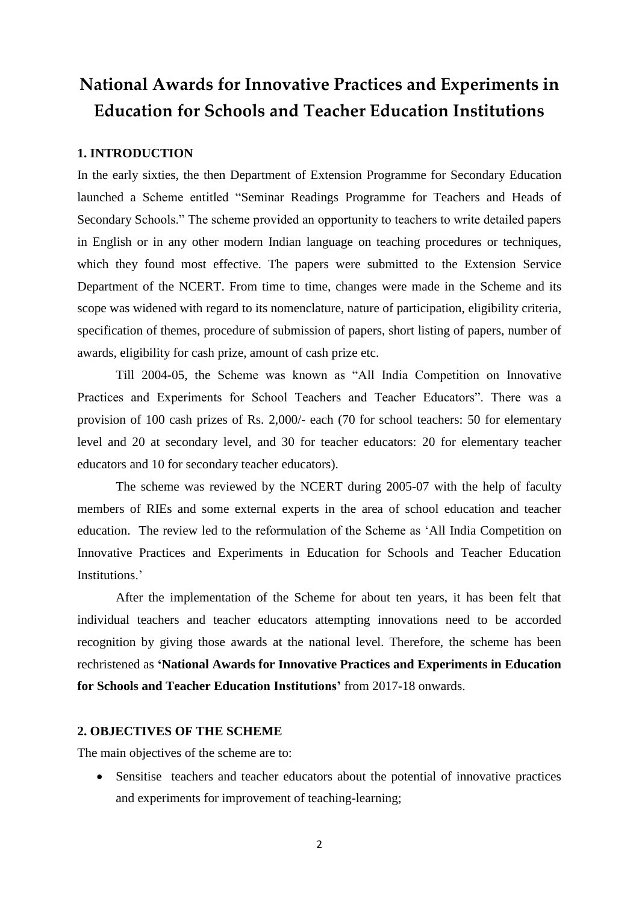# National Awards for Innovative Practices and Experiments in Education for Schools and Teacher Education Institutions

## 1. INTRODUCTION

In the early sixties, the then Department of Extension Programme for Secondary Education launched a Scheme entitled "Seminar Readings Programme for Teachers and Heads of Secondary Schools." The scheme provided an opportunity to teachers to write detailed papers in English or in any other modern Indian language on teaching procedures or techniques, which they found most effective. The papers were submitted to the Extension Service Department of the NCERT. From time to time, changes were made in the Scheme and its scope was widened with regard to its nomenclature, nature of participation, eligibility criteria, specification of themes, procedure of submission of papers, short listing of papers, number of awards, eligibility for cash prize, amount of cash prize etc.

Till 2004-05, the Scheme was known as "All India Competition on Innovative Practices and Experiments for School Teachers and Teacher Educators". There was a provision of 100 cash prizes of Rs. 2,000/- each (70 for school teachers: 50 for elementary level and 20 at secondary level, and 30 for teacher educators: 20 for elementary teacher educators and 10 for secondary teacher educators).

The scheme was reviewed by the NCERT during 2005-07 with the help of faculty members of RIEs and some external experts in the area of school education and teacher education. The review led to the reformulation of the Scheme as 'All India Competition on Innovative Practices and Experiments in Education for Schools and Teacher Education Institutions.'

After the implementation of the Scheme for about ten years, it has been felt that individual teachers and teacher educators attempting innovations need to be accorded recognition by giving those awards at the national level. Therefore, the scheme has been rechristened as **'National Awards for Innovative Practices and Experiments in Education for Schools and Teacher Education Institutions'** from 2017-18 onwards.

## 2. OBJECTIVES OF THE SCHEME

The main objectives of the scheme are to:

- Sensitise teachers and teacher educators about the potential of innovative practices and experiments for improvement of teaching-learning;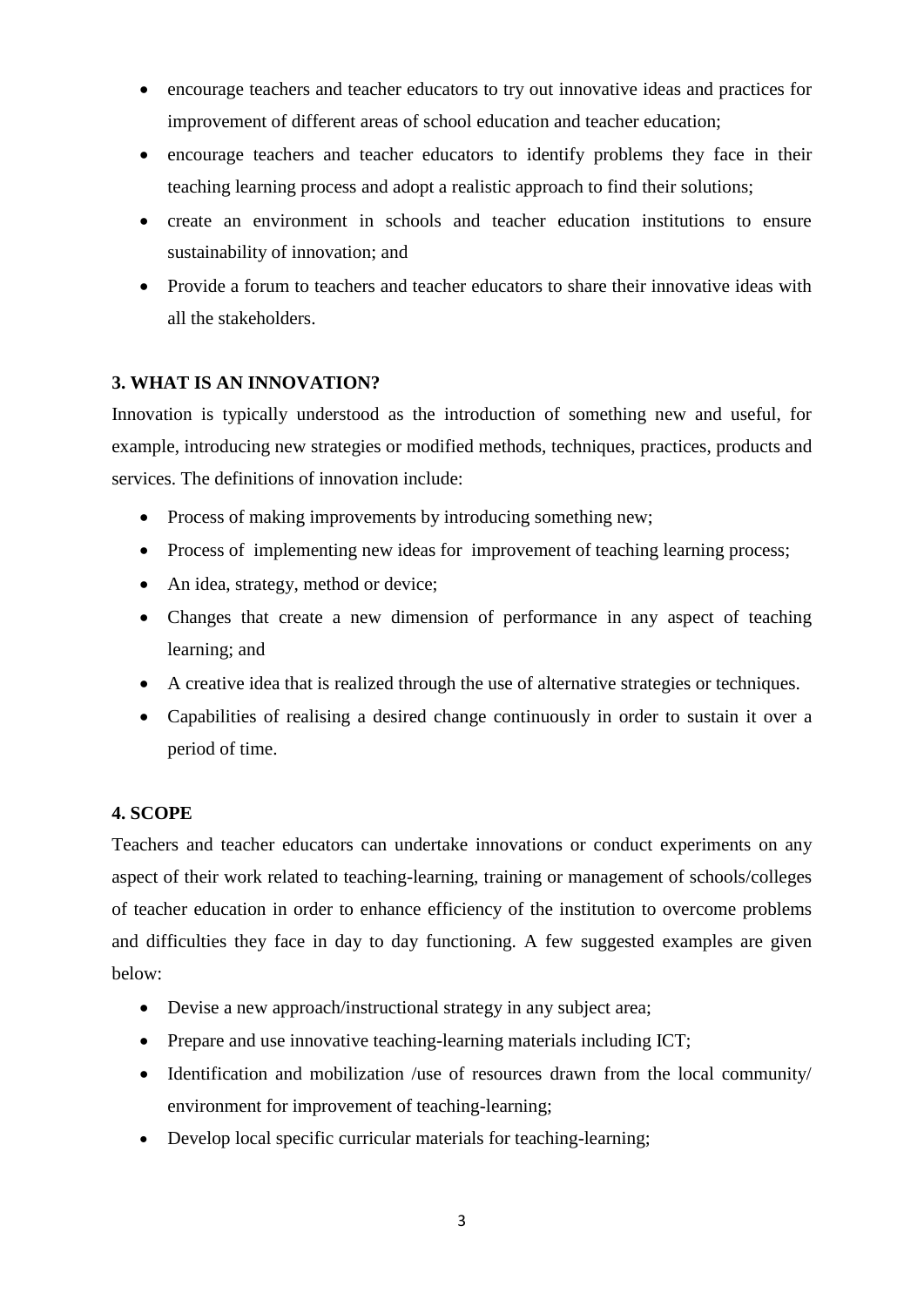- encourage teachers and teacher educators to try out innovative ideas and practices for improvement of different areas of school education and teacher education;
- encourage teachers and teacher educators to identify problems they face in their teaching learning process and adopt a realistic approach to find their solutions;
- create an environment in schools and teacher education institutions to ensure sustainability of innovation; and
- Provide a forum to teachers and teacher educators to share their innovative ideas with all the stakeholders.

### 3. WHAT IS AN INNOVATION?

Innovation is typically understood as the introduction of something new and useful, for example, introducing new strategies or modified methods, techniques, practices, products and services. The definitions of innovation include:

- Process of making improvements by introducing something new;
- Process of implementing new ideas for improvement of teaching learning process;
- An idea, strategy, method or device;
- Changes that create a new dimension of performance in any aspect of teaching learning; and
- A creative idea that is realized through the use of alternative strategies or techniques.
- Capabilities of realising a desired change continuously in order to sustain it over a period of time.

### 4. SCOPE

Teachers and teacher educators can undertake innovations or conduct experiments on any aspect of their work related to teaching-learning, training or management of schools/colleges of teacher education in order to enhance efficiency of the institution to overcome problems and difficulties they face in day to day functioning. A few suggested examples are given below:

- Devise a new approach/instructional strategy in any subject area;
- Prepare and use innovative teaching-learning materials including ICT;
- Identification and mobilization /use of resources drawn from the local community/ environment for improvement of teaching-learning;
- Develop local specific curricular materials for teaching-learning;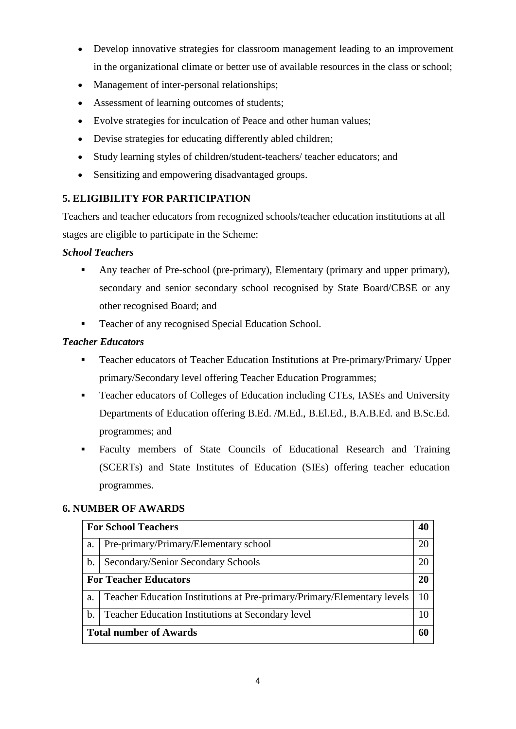- Develop innovative strategies for classroom management leading to an improvement in the organizational climate or better use of available resources in the class or school;
- Management of inter-personal relationships;
- Assessment of learning outcomes of students;
- Evolve strategies for inculcation of Peace and other human values;
- Devise strategies for educating differently abled children;
- Study learning styles of children/student-teachers/ teacher educators; and
- Sensitizing and empowering disadvantaged groups.

## 5. ELIGIBILITY FOR PARTICIPATION

Teachers and teacher educators from recognized schools/teacher education institutions at all stages are eligible to participate in the Scheme:

***School Teachers***

- Any teacher of Pre-school (pre-primary), Elementary (primary and upper primary), secondary and senior secondary school recognised by State Board/CBSE or any other recognised Board; and
- Teacher of any recognised Special Education School.

***Teacher Educators***

- Teacher educators of Teacher Education Institutions at Pre-primary/Primary/ Upper primary/Secondary level offering Teacher Education Programmes;
- Teacher educators of Colleges of Education including CTEs, IASEs and University Departments of Education offering B.Ed. /M.Ed., B.El.Ed., B.A.B.Ed. and B.Sc.Ed. programmes; and
- Faculty members of State Councils of Educational Research and Training (SCERTs) and State Institutes of Education (SIEs) offering teacher education programmes.

## 6. NUMBER OF AWARDS

| | | |
|---|---|---|
| **For School Teachers** | | **40** |
| a. | Pre-primary/Primary/Elementary school | 20 |
| b. | Secondary/Senior Secondary Schools | 20 |
| **For Teacher Educators** | | **20** |
| a. | Teacher Education Institutions at Pre-primary/Primary/Elementary levels | 10 |
| b. | Teacher Education Institutions at Secondary level | 10 |
| **Total number of Awards** | | **60** |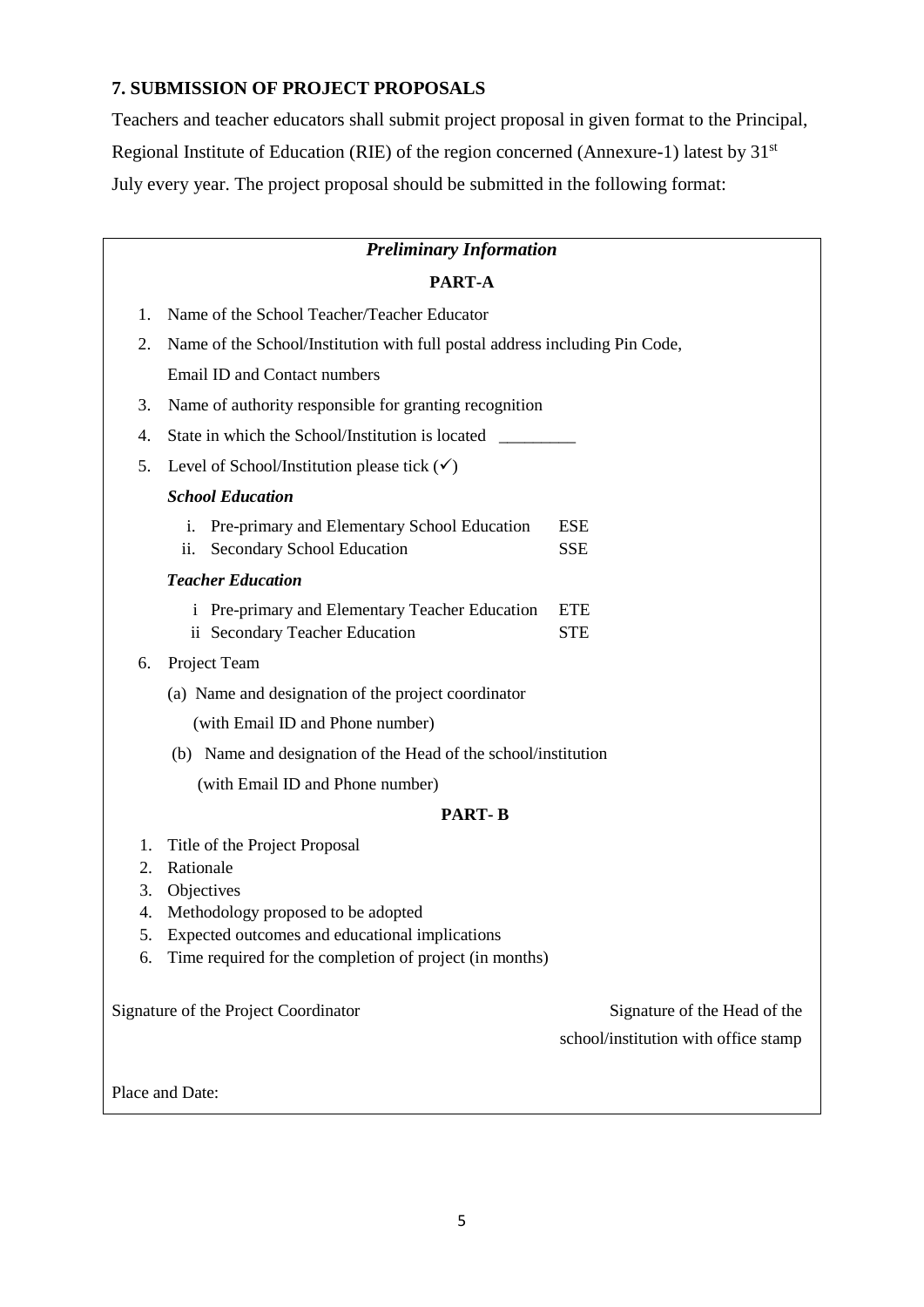## 7. SUBMISSION OF PROJECT PROPOSALS

Teachers and teacher educators shall submit project proposal in given format to the Principal, Regional Institute of Education (RIE) of the region concerned (Annexure-1) latest by 31st July every year. The project proposal should be submitted in the following format:

### *Preliminary Information*

**PART-A**

1. Name of the School Teacher/Teacher Educator
2. Name of the School/Institution with full postal address including Pin Code, Email ID and Contact numbers
3. Name of authority responsible for granting recognition
4. State in which the School/Institution is located \_\_\_\_\_\_\_\_\_
5. Level of School/Institution please tick (✓)

   ***School Education***

   i. Pre-primary and Elementary School Education ESE
   ii. Secondary School Education SSE

   ***Teacher Education***

   i Pre-primary and Elementary Teacher Education ETE
   ii Secondary Teacher Education STE

6. Project Team

   (a) Name and designation of the project coordinator (with Email ID and Phone number)

   (b) Name and designation of the Head of the school/institution (with Email ID and Phone number)

**PART- B**

1. Title of the Project Proposal
2. Rationale
3. Objectives
4. Methodology proposed to be adopted
5. Expected outcomes and educational implications
6. Time required for the completion of project (in months)

Signature of the Project Coordinator

Signature of the Head of the school/institution with office stamp

Place and Date: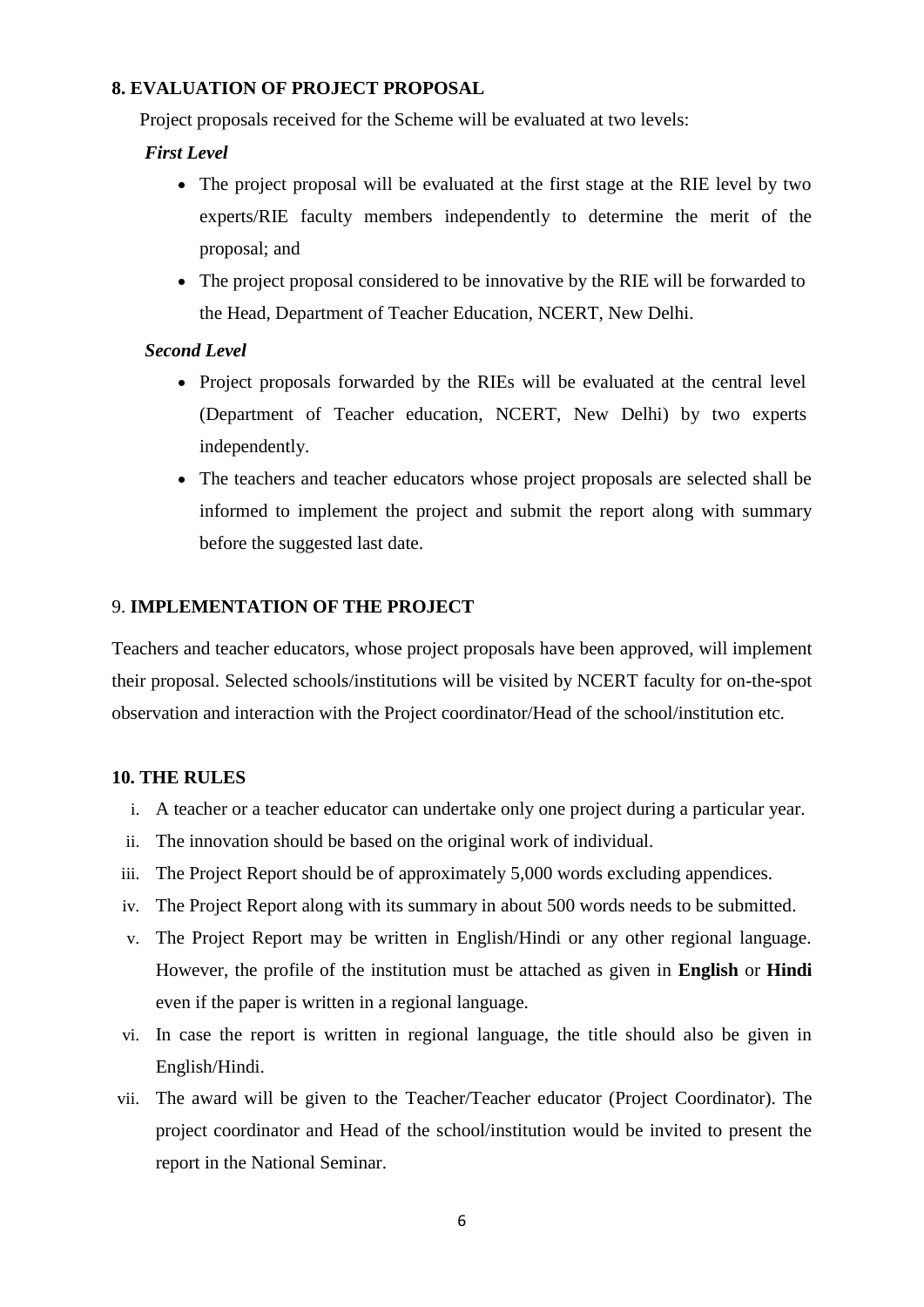## 8. EVALUATION OF PROJECT PROPOSAL

Project proposals received for the Scheme will be evaluated at two levels:

***First Level***

- The project proposal will be evaluated at the first stage at the RIE level by two experts/RIE faculty members independently to determine the merit of the proposal; and
- The project proposal considered to be innovative by the RIE will be forwarded to the Head, Department of Teacher Education, NCERT, New Delhi.

***Second Level***

- Project proposals forwarded by the RIEs will be evaluated at the central level (Department of Teacher education, NCERT, New Delhi) by two experts independently.
- The teachers and teacher educators whose project proposals are selected shall be informed to implement the project and submit the report along with summary before the suggested last date.

## 9. IMPLEMENTATION OF THE PROJECT

Teachers and teacher educators, whose project proposals have been approved, will implement their proposal. Selected schools/institutions will be visited by NCERT faculty for on-the-spot observation and interaction with the Project coordinator/Head of the school/institution etc.

## 10. THE RULES

i. A teacher or a teacher educator can undertake only one project during a particular year.

ii. The innovation should be based on the original work of individual.

iii. The Project Report should be of approximately 5,000 words excluding appendices.

iv. The Project Report along with its summary in about 500 words needs to be submitted.

v. The Project Report may be written in English/Hindi or any other regional language. However, the profile of the institution must be attached as given in **English** or **Hindi** even if the paper is written in a regional language.

vi. In case the report is written in regional language, the title should also be given in English/Hindi.

vii. The award will be given to the Teacher/Teacher educator (Project Coordinator). The project coordinator and Head of the school/institution would be invited to present the report in the National Seminar.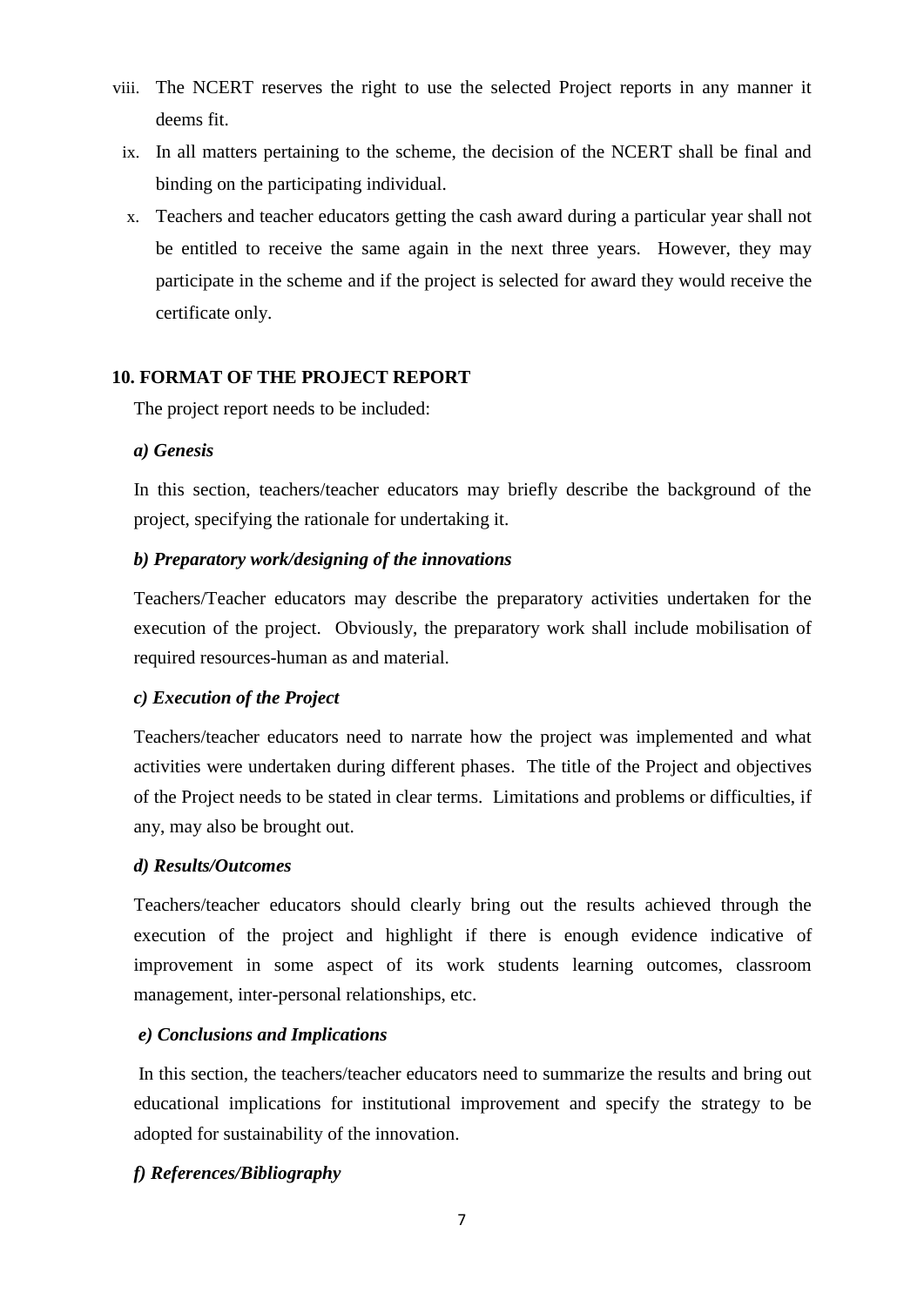viii. The NCERT reserves the right to use the selected Project reports in any manner it deems fit.

ix. In all matters pertaining to the scheme, the decision of the NCERT shall be final and binding on the participating individual.

x. Teachers and teacher educators getting the cash award during a particular year shall not be entitled to receive the same again in the next three years. However, they may participate in the scheme and if the project is selected for award they would receive the certificate only.

## 10. FORMAT OF THE PROJECT REPORT

The project report needs to be included:

***a) Genesis***

In this section, teachers/teacher educators may briefly describe the background of the project, specifying the rationale for undertaking it.

***b) Preparatory work/designing of the innovations***

Teachers/Teacher educators may describe the preparatory activities undertaken for the execution of the project. Obviously, the preparatory work shall include mobilisation of required resources-human as and material.

***c) Execution of the Project***

Teachers/teacher educators need to narrate how the project was implemented and what activities were undertaken during different phases. The title of the Project and objectives of the Project needs to be stated in clear terms. Limitations and problems or difficulties, if any, may also be brought out.

***d) Results/Outcomes***

Teachers/teacher educators should clearly bring out the results achieved through the execution of the project and highlight if there is enough evidence indicative of improvement in some aspect of its work students learning outcomes, classroom management, inter-personal relationships, etc.

***e) Conclusions and Implications***

In this section, the teachers/teacher educators need to summarize the results and bring out educational implications for institutional improvement and specify the strategy to be adopted for sustainability of the innovation.

***f) References/Bibliography***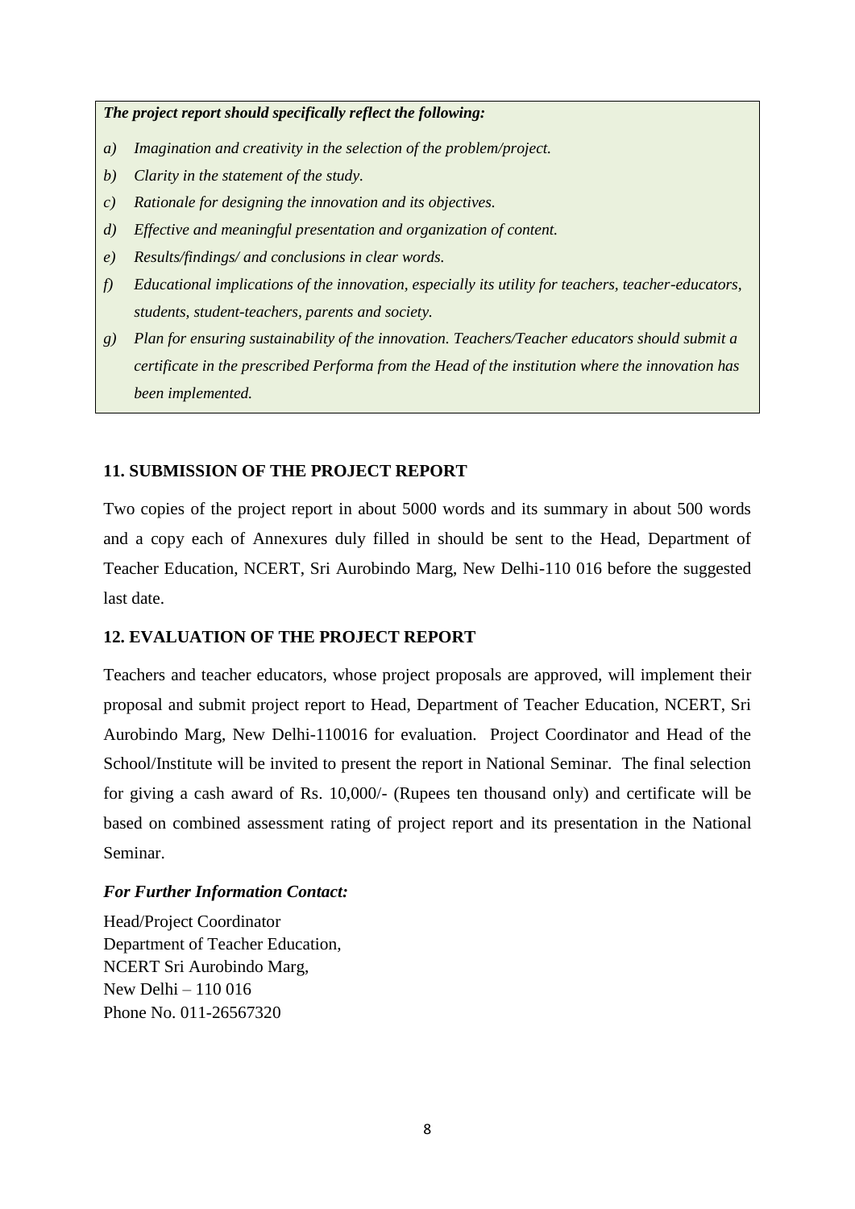***The project report should specifically reflect the following:***

*a) Imagination and creativity in the selection of the problem/project.*

*b) Clarity in the statement of the study.*

*c) Rationale for designing the innovation and its objectives.*

*d) Effective and meaningful presentation and organization of content.*

*e) Results/findings/ and conclusions in clear words.*

*f) Educational implications of the innovation, especially its utility for teachers, teacher-educators, students, student-teachers, parents and society.*

*g) Plan for ensuring sustainability of the innovation. Teachers/Teacher educators should submit a certificate in the prescribed Performa from the Head of the institution where the innovation has been implemented.*

## 11. SUBMISSION OF THE PROJECT REPORT

Two copies of the project report in about 5000 words and its summary in about 500 words and a copy each of Annexures duly filled in should be sent to the Head, Department of Teacher Education, NCERT, Sri Aurobindo Marg, New Delhi-110 016 before the suggested last date.

## 12. EVALUATION OF THE PROJECT REPORT

Teachers and teacher educators, whose project proposals are approved, will implement their proposal and submit project report to Head, Department of Teacher Education, NCERT, Sri Aurobindo Marg, New Delhi-110016 for evaluation. Project Coordinator and Head of the School/Institute will be invited to present the report in National Seminar. The final selection for giving a cash award of Rs. 10,000/- (Rupees ten thousand only) and certificate will be based on combined assessment rating of project report and its presentation in the National Seminar.

***For Further Information Contact:***

Head/Project Coordinator
Department of Teacher Education,
NCERT Sri Aurobindo Marg,
New Delhi – 110 016
Phone No. 011-26567320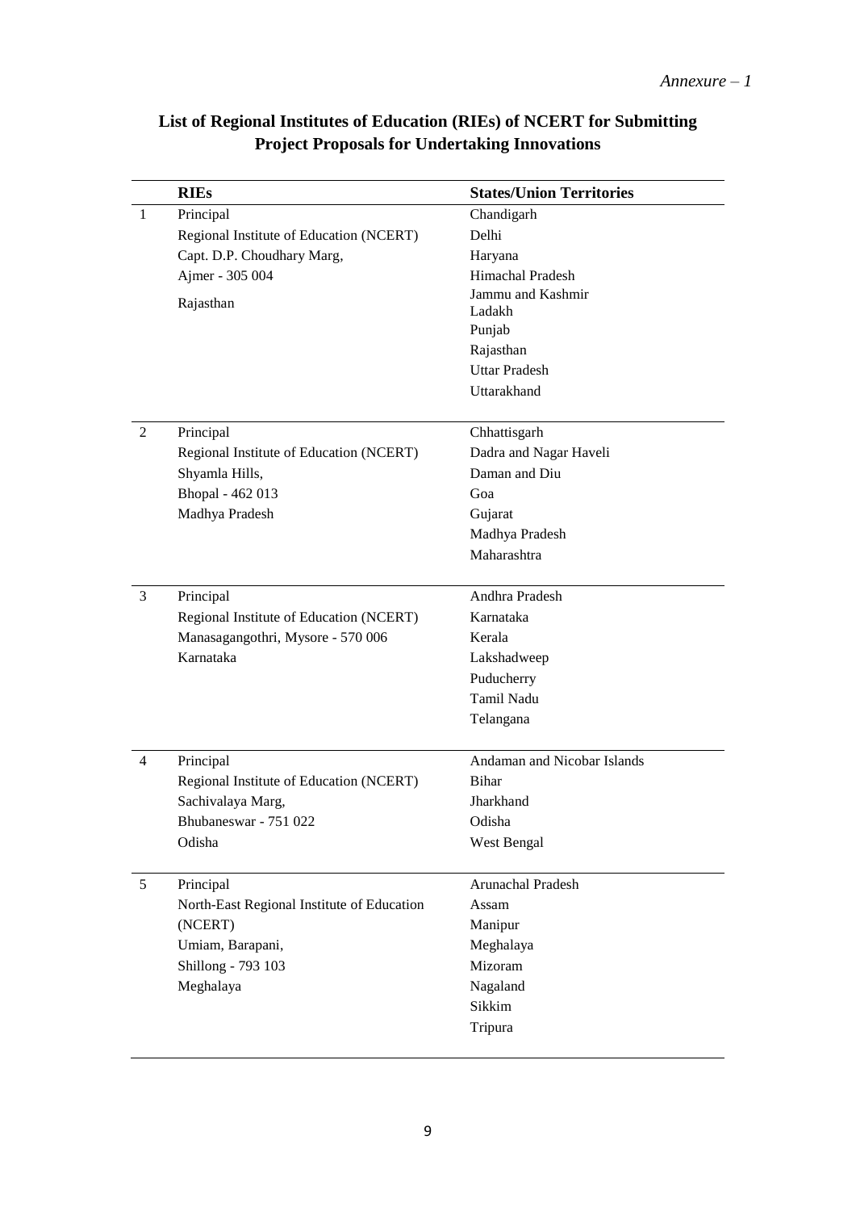*Annexure – 1*

**List of Regional Institutes of Education (RIEs) of NCERT for Submitting Project Proposals for Undertaking Innovations**

| | RIEs | States/Union Territories |
|---|---|---|
| 1 | Principal<br>Regional Institute of Education (NCERT)<br>Capt. D.P. Choudhary Marg,<br>Ajmer - 305 004<br>Rajasthan | Chandigarh<br>Delhi<br>Haryana<br>Himachal Pradesh<br>Jammu and Kashmir<br>Ladakh<br>Punjab<br>Rajasthan<br>Uttar Pradesh<br>Uttarakhand |
| 2 | Principal<br>Regional Institute of Education (NCERT)<br>Shyamla Hills,<br>Bhopal - 462 013<br>Madhya Pradesh | Chhattisgarh<br>Dadra and Nagar Haveli<br>Daman and Diu<br>Goa<br>Gujarat<br>Madhya Pradesh<br>Maharashtra |
| 3 | Principal<br>Regional Institute of Education (NCERT)<br>Manasagangothri, Mysore - 570 006<br>Karnataka | Andhra Pradesh<br>Karnataka<br>Kerala<br>Lakshadweep<br>Puducherry<br>Tamil Nadu<br>Telangana |
| 4 | Principal<br>Regional Institute of Education (NCERT)<br>Sachivalaya Marg,<br>Bhubaneswar - 751 022<br>Odisha | Andaman and Nicobar Islands<br>Bihar<br>Jharkhand<br>Odisha<br>West Bengal |
| 5 | Principal<br>North-East Regional Institute of Education (NCERT)<br>Umiam, Barapani,<br>Shillong - 793 103<br>Meghalaya | Arunachal Pradesh<br>Assam<br>Manipur<br>Meghalaya<br>Mizoram<br>Nagaland<br>Sikkim<br>Tripura |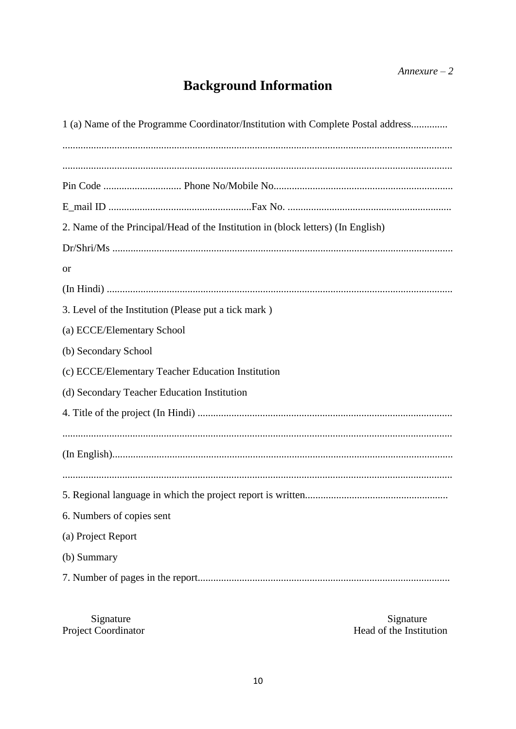*Annexure – 2*

# Background Information

1 (a) Name of the Programme Coordinator/Institution with Complete Postal address..............

.....................................................................................................................................................

.....................................................................................................................................................

Pin Code .............................. Phone No/Mobile No.....................................................................

E_mail ID .......................................................Fax No. ...............................................................

2. Name of the Principal/Head of the Institution in (block letters) (In English)

Dr/Shri/Ms ...................................................................................................................................

or

(In Hindi) .....................................................................................................................................

3. Level of the Institution (Please put a tick mark )

(a) ECCE/Elementary School

(b) Secondary School

(c) ECCE/Elementary Teacher Education Institution

(d) Secondary Teacher Education Institution

4. Title of the project (In Hindi) ..................................................................................................

.....................................................................................................................................................

(In English)..................................................................................................................................

.....................................................................................................................................................

5. Regional language in which the project report is written.......................................................

6. Numbers of copies sent

(a) Project Report

(b) Summary

7. Number of pages in the report.................................................................................................

Signature
Project Coordinator

Signature
Head of the Institution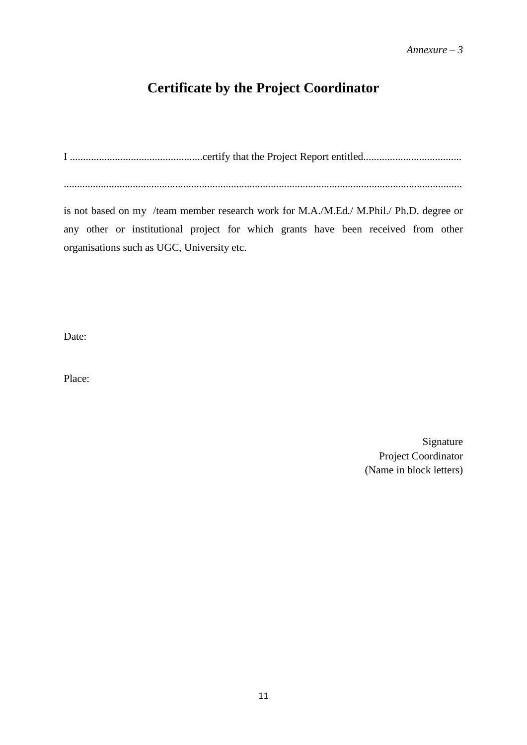*Annexure – 3*

# Certificate by the Project Coordinator

I ..................................................certify that the Project Report entitled.....................................

......................................................................................................................................................

is not based on my /team member research work for M.A./M.Ed./ M.Phil./ Ph.D. degree or any other or institutional project for which grants have been received from other organisations such as UGC, University etc.

Date:

Place:

Signature
Project Coordinator
(Name in block letters)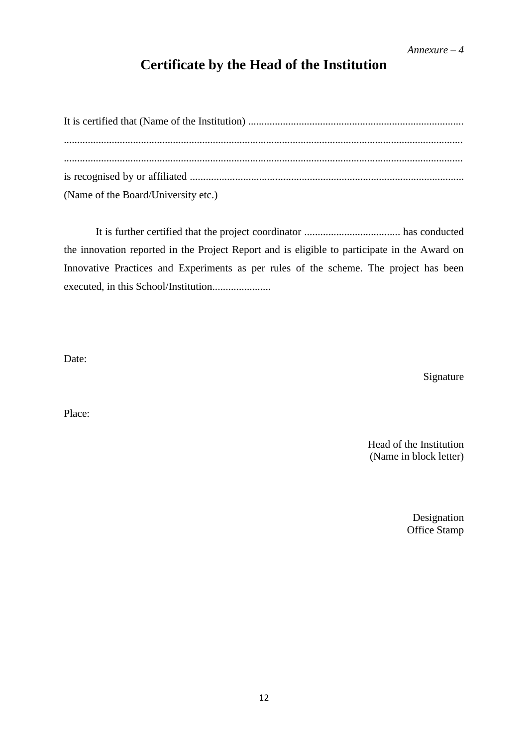*Annexure – 4*

# Certificate by the Head of the Institution

It is certified that (Name of the Institution) ................................................................................
.....................................................................................................................................................
.....................................................................................................................................................
is recognised by or affiliated .......................................................................................................
(Name of the Board/University etc.)

It is further certified that the project coordinator .................................... has conducted the innovation reported in the Project Report and is eligible to participate in the Award on Innovative Practices and Experiments as per rules of the scheme. The project has been executed, in this School/Institution......................

Date:

Signature

Place:

Head of the Institution
(Name in block letter)

Designation
Office Stamp